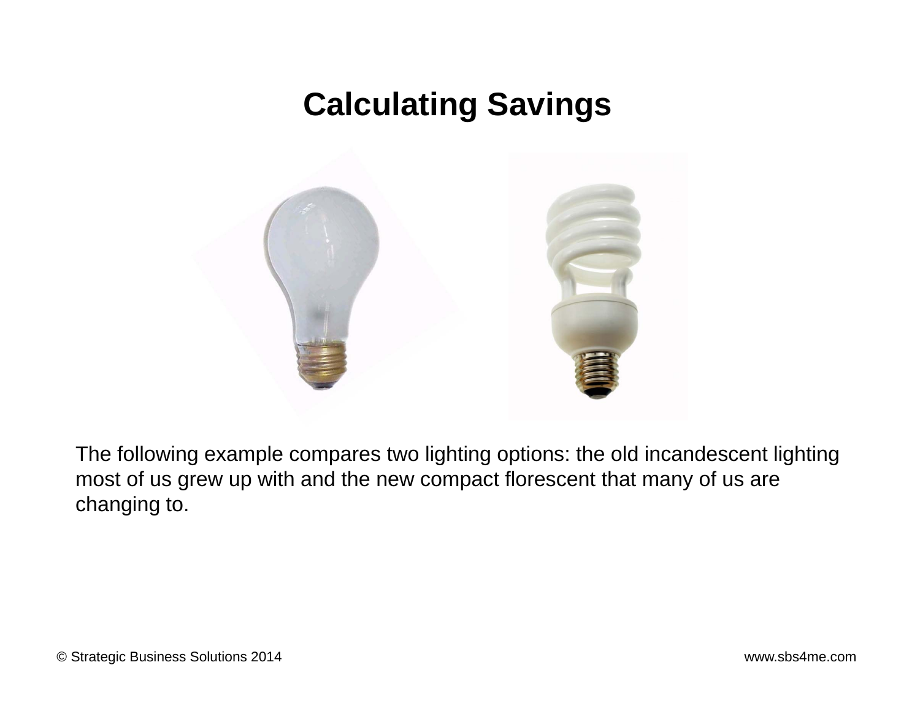# Calculating Savings

The following example compares two lighting options: the old incandescent lighting most of us grew up with and the new compact florescent that many of us are changing to.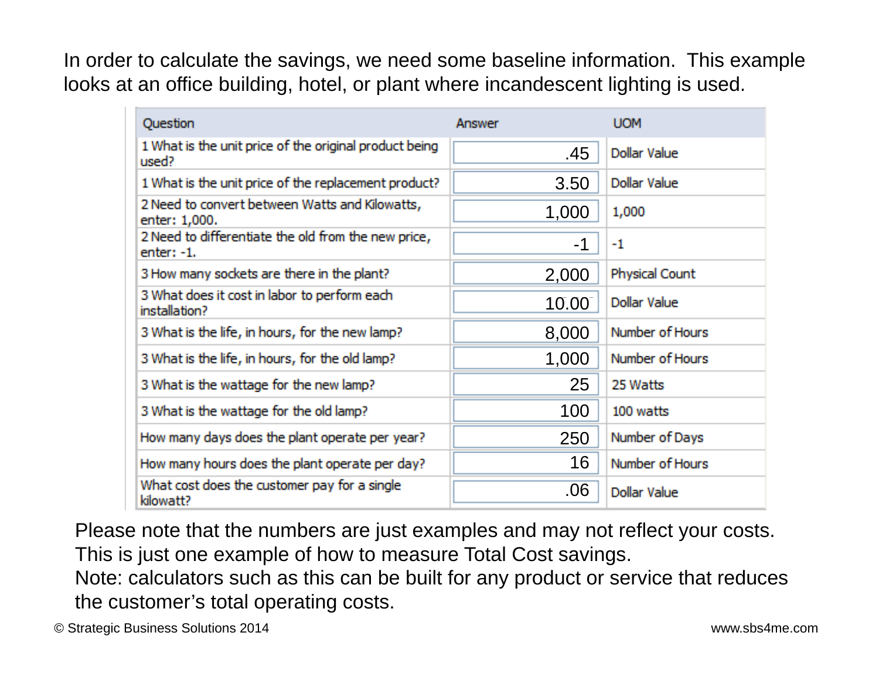In order to calculate the savings, we need some baseline information. This example looks at an office building, hotel, or plant where incandescent lighting is used.

| Question | Answer | UOM |
| --- | --- | --- |
| 1 What is the unit price of the original product being used? | .45 | Dollar Value |
| 1 What is the unit price of the replacement product? | 3.50 | Dollar Value |
| 2 Need to convert between Watts and Kilowatts, enter: 1,000. | 1,000 | 1,000 |
| 2 Need to differentiate the old from the new price, enter: -1. | -1 | -1 |
| 3 How many sockets are there in the plant? | 2,000 | Physical Count |
| 3 What does it cost in labor to perform each installation? | 10.00 | Dollar Value |
| 3 What is the life, in hours, for the new lamp? | 8,000 | Number of Hours |
| 3 What is the life, in hours, for the old lamp? | 1,000 | Number of Hours |
| 3 What is the wattage for the new lamp? | 25 | 25 Watts |
| 3 What is the wattage for the old lamp? | 100 | 100 watts |
| How many days does the plant operate per year? | 250 | Number of Days |
| How many hours does the plant operate per day? | 16 | Number of Hours |
| What cost does the customer pay for a single kilowatt? | .06 | Dollar Value |

Please note that the numbers are just examples and may not reflect your costs. This is just one example of how to measure Total Cost savings.

Note: calculators such as this can be built for any product or service that reduces the customer's total operating costs.

© Strategic Business Solutions 2014 www.sbs4me.com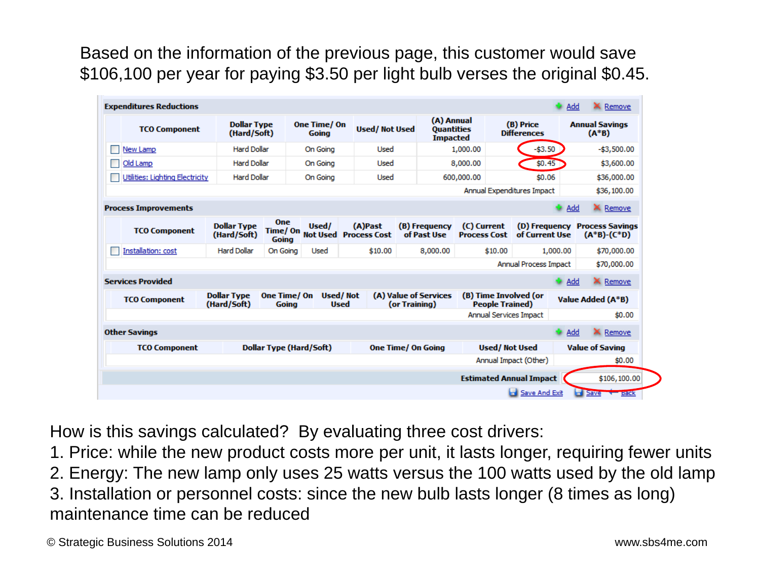Based on the information of the previous page, this customer would save $106,100 per year for paying $3.50 per light bulb verses the original $0.45.

**Expenditures Reductions**

| TCO Component | Dollar Type (Hard/Soft) | One Time/ On Going | Used/ Not Used | (A) Annual Quantities Impacted | (B) Price Differences | Annual Savings (A*B) |
|---|---|---|---|---|---|---|
| New Lamp | Hard Dollar | On Going | Used | 1,000.00 | -$3.50 | -$3,500.00 |
| Old Lamp | Hard Dollar | On Going | Used | 8,000.00 | $0.45 | $3,600.00 |
| Utilities: Lighting Electricity | Hard Dollar | On Going | Used | 600,000.00 | $0.06 | $36,000.00 |
| | | | | | Annual Expenditures Impact | $36,100.00 |

**Process Improvements**

| TCO Component | Dollar Type (Hard/Soft) | One Time/ On Going | Used/ Not Used | (A)Past Process Cost | (B) Frequency of Past Use | (C) Current Process Cost | (D) Frequency of Current Use | Process Savings (A*B)-(C*D) |
|---|---|---|---|---|---|---|---|---|
| Installation: cost | Hard Dollar | On Going | Used | $10.00 | 8,000.00 | $10.00 | 1,000.00 | $70,000.00 |
| | | | | | | | Annual Process Impact | $70,000.00 |

**Services Provided**

| TCO Component | Dollar Type (Hard/Soft) | One Time/ On Going | Used/ Not Used | (A) Value of Services (or Training) | (B) Time Involved (or People Trained) | Value Added (A*B) |
|---|---|---|---|---|---|---|
| | | | | | Annual Services Impact | $0.00 |

**Other Savings**

| TCO Component | Dollar Type (Hard/Soft) | One Time/ On Going | Used/ Not Used | Value of Saving |
|---|---|---|---|---|
| | | | Annual Impact (Other) | $0.00 |

**Estimated Annual Impact** $106,100.00

How is this savings calculated? By evaluating three cost drivers:

1. Price: while the new product costs more per unit, it lasts longer, requiring fewer units
2. Energy: The new lamp only uses 25 watts versus the 100 watts used by the old lamp
3. Installation or personnel costs: since the new bulb lasts longer (8 times as long) maintenance time can be reduced

© Strategic Business Solutions 2014 www.sbs4me.com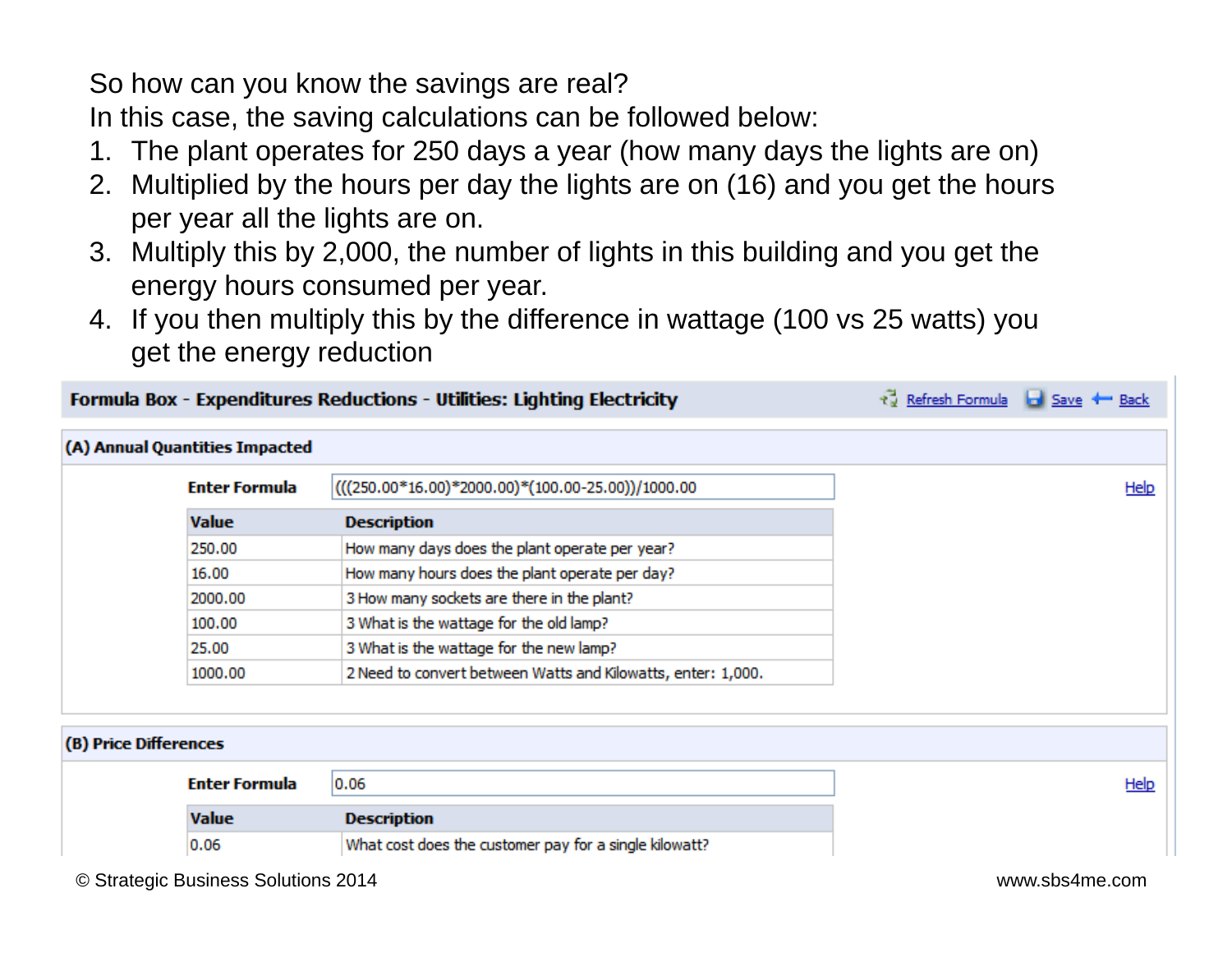So how can you know the savings are real?

In this case, the saving calculations can be followed below:

1. The plant operates for 250 days a year (how many days the lights are on)
2. Multiplied by the hours per day the lights are on (16) and you get the hours per year all the lights are on.
3. Multiply this by 2,000, the number of lights in this building and you get the energy hours consumed per year.
4. If you then multiply this by the difference in wattage (100 vs 25 watts) you get the energy reduction

**Formula Box - Expenditures Reductions - Utilities: Lighting Electricity** — Refresh Formula | Save | Back

**(A) Annual Quantities Impacted**

**Enter Formula** (((250.00*16.00)*2000.00)*(100.00-25.00))/1000.00 — Help

| Value | Description |
| --- | --- |
| 250.00 | How many days does the plant operate per year? |
| 16.00 | How many hours does the plant operate per day? |
| 2000.00 | 3 How many sockets are there in the plant? |
| 100.00 | 3 What is the wattage for the old lamp? |
| 25.00 | 3 What is the wattage for the new lamp? |
| 1000.00 | 2 Need to convert between Watts and Kilowatts, enter: 1,000. |

**(B) Price Differences**

**Enter Formula** 0.06 — Help

| Value | Description |
| --- | --- |
| 0.06 | What cost does the customer pay for a single kilowatt? |

© Strategic Business Solutions 2014 www.sbs4me.com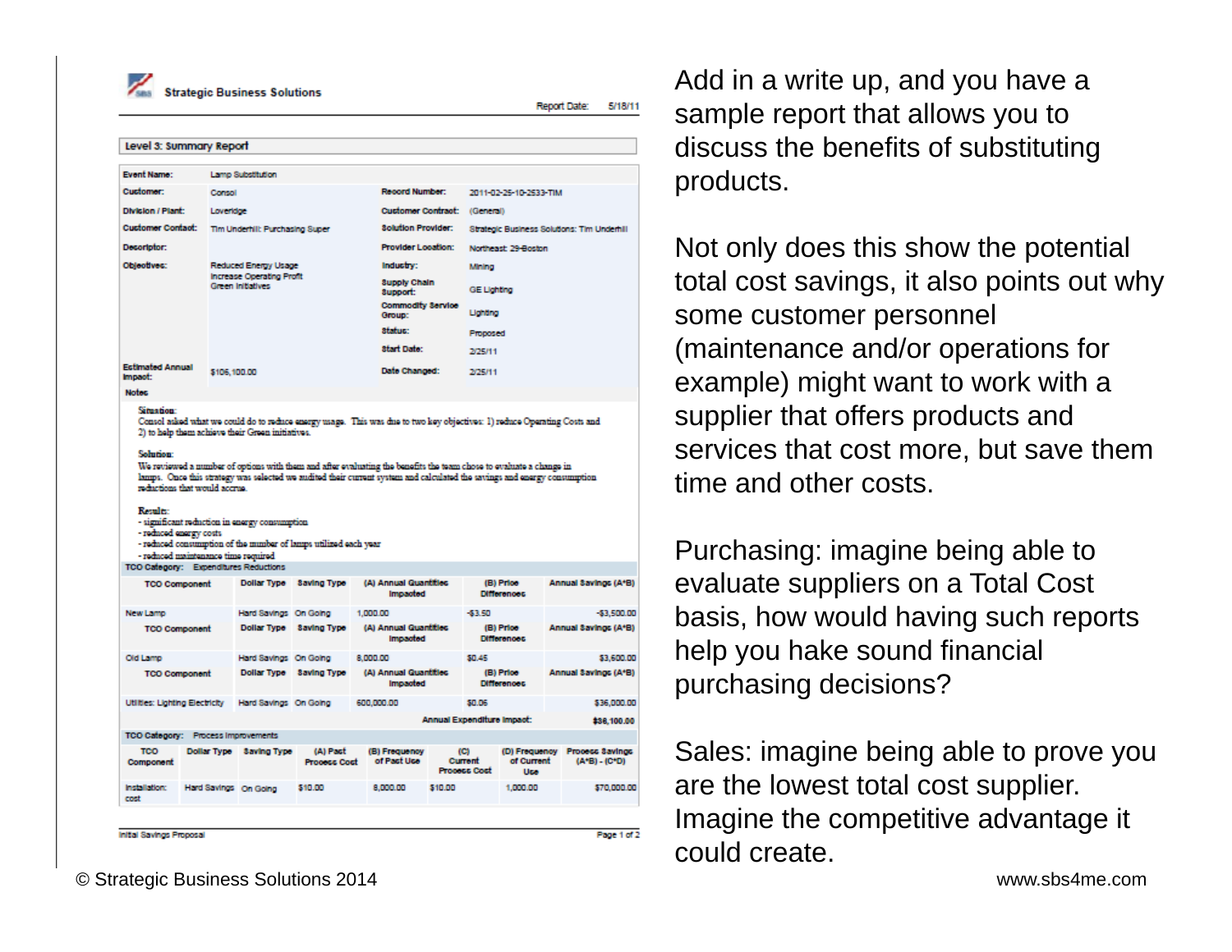**Strategic Business Solutions**

Report Date: 5/18/11

**Level 3: Summary Report**

| | | | |
|---|---|---|---|
| **Event Name:** | Lamp Substitution | | |
| **Customer:** | Consol | **Record Number:** | 2011-02-25-10-2533-TIM |
| **Division / Plant:** | Loveridge | **Customer Contract:** | (General) |
| **Customer Contact:** | Tim Underhill: Purchasing Super | **Solution Provider:** | Strategic Business Solutions: Tim Underhill |
| **Descriptor:** | | **Provider Location:** | Northeast: 29-Boston |
| **Objectives:** | Reduced Energy Usage<br>Increase Operating Profit<br>Green Initiatives | **Industry:** | Mining |
| | | **Supply Chain Support:** | GE Lighting |
| | | **Commodity Service Group:** | Lighting |
| | | **Status:** | Proposed |
| | | **Start Date:** | 2/25/11 |
| **Estimated Annual Impact:** | $106,100.00 | **Date Changed:** | 2/25/11 |

**Notes**

**Situation:**
Consol asked what we could do to reduce energy usage. This was due to two key objectives: 1) reduce Operating Costs and 2) to help them achieve their Green initiatives.

**Solution:**
We reviewed a number of options with them and after evaluating the benefits the team chose to evaluate a change in lamps. Once this strategy was selected we audited their current system and calculated the savings and energy consumption reductions that would accrue.

**Results:**
- significant reduction in energy consumption
- reduced energy costs
- reduced consumption of the number of lamps utilized each year
- reduced maintenance time required

**TCO Category:** Expenditures Reductions

| TCO Component | Dollar Type | Saving Type | (A) Annual Quantities Impacted | (B) Price Differences | Annual Savings (A*B) |
|---|---|---|---|---|---|
| New Lamp | Hard Savings | On Going | 1,000.00 | -$3.50 | -$3,500.00 |
| Old Lamp | Hard Savings | On Going | 8,000.00 | $0.45 | $3,600.00 |
| Utilities: Lighting Electricity | Hard Savings | On Going | 600,000.00 | $0.06 | $36,000.00 |
| | | | | **Annual Expenditure Impact:** | **$36,100.00** |

**TCO Category:** Process Improvements

| TCO Component | Dollar Type | Saving Type | (A) Past Process Cost | (B) Frequency of Past Use | (C) Current Process Cost | (D) Frequency of Current Use | Process Savings (A*B) - (C*D) |
|---|---|---|---|---|---|---|---|
| Installation cost | Hard Savings | On Going | $10.00 | 8,000.00 | $10.00 | 1,000.00 | $70,000.00 |

Initial Savings Proposal

Add in a write up, and you have a sample report that allows you to discuss the benefits of substituting products.

Not only does this show the potential total cost savings, it also points out why some customer personnel (maintenance and/or operations for example) might want to work with a supplier that offers products and services that cost more, but save them time and other costs.

Purchasing: imagine being able to evaluate suppliers on a Total Cost basis, how would having such reports help you hake sound financial purchasing decisions?

Sales: imagine being able to prove you are the lowest total cost supplier. Imagine the competitive advantage it could create.

© Strategic Business Solutions 2014

www.sbs4me.com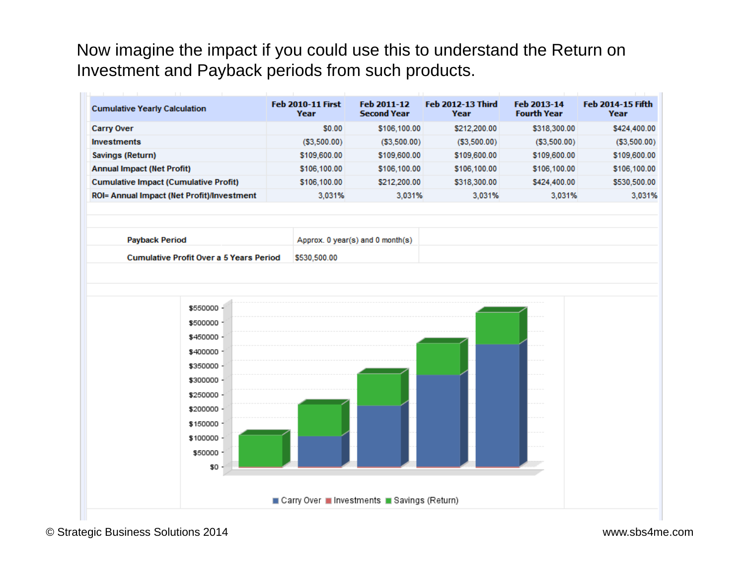Now imagine the impact if you could use this to understand the Return on Investment and Payback periods from such products.

| Cumulative Yearly Calculation | Feb 2010-11 First Year | Feb 2011-12 Second Year | Feb 2012-13 Third Year | Feb 2013-14 Fourth Year | Feb 2014-15 Fifth Year |
|---|---|---|---|---|---|
| Carry Over | $0.00 | $106,100.00 | $212,200.00 | $318,300.00 | $424,400.00 |
| Investments | ($3,500.00) | ($3,500.00) | ($3,500.00) | ($3,500.00) | ($3,500.00) |
| Savings (Return) | $109,600.00 | $109,600.00 | $109,600.00 | $109,600.00 | $109,600.00 |
| Annual Impact (Net Profit) | $106,100.00 | $106,100.00 | $106,100.00 | $106,100.00 | $106,100.00 |
| Cumulative Impact (Cumulative Profit) | $106,100.00 | $212,200.00 | $318,300.00 | $424,400.00 | $530,500.00 |
| ROI= Annual Impact (Net Profit)/Investment | 3,031% | 3,031% | 3,031% | 3,031% | 3,031% |

| | |
|---|---|
| Payback Period | Approx. 0 year(s) and 0 month(s) |
| Cumulative Profit Over a 5 Years Period | $530,500.00 |

Carry Over · Investments · Savings (Return)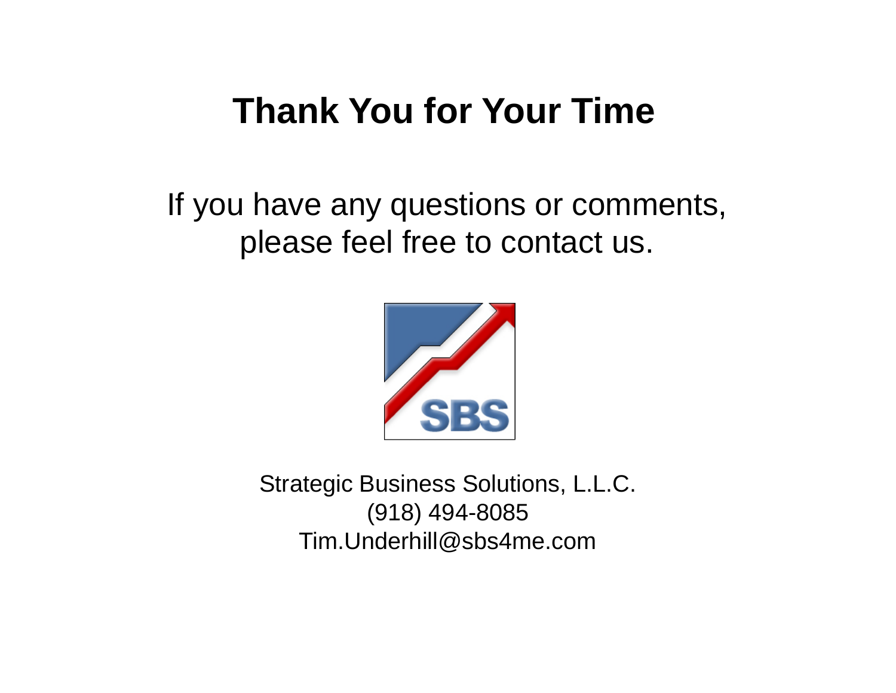# Thank You for Your Time

If you have any questions or comments, please feel free to contact us.

SBS

Strategic Business Solutions, L.L.C.
(918) 494-8085
Tim.Underhill@sbs4me.com